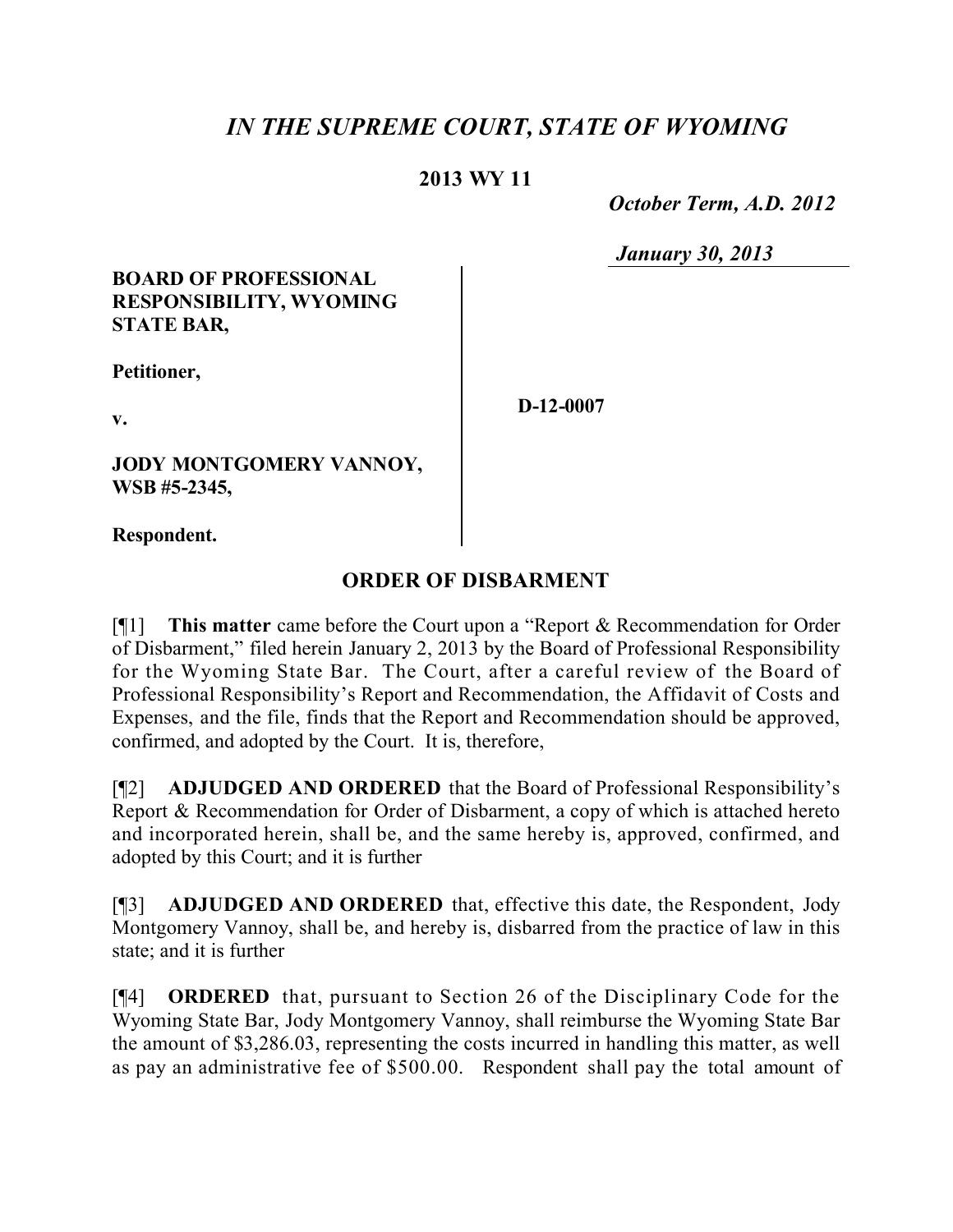# *IN THE SUPREME COURT, STATE OF WYOMING*

**2013 WY 11**

***October Term, A.D. 2012***

***January 30, 2013***

**BOARD OF PROFESSIONAL RESPONSIBILITY, WYOMING STATE BAR,**

**Petitioner,**

**v.**

**D-12-0007**

**JODY MONTGOMERY VANNOY, WSB #5-2345,**

**Respondent.**

## ORDER OF DISBARMENT

[¶1] **This matter** came before the Court upon a "Report & Recommendation for Order of Disbarment," filed herein January 2, 2013 by the Board of Professional Responsibility for the Wyoming State Bar. The Court, after a careful review of the Board of Professional Responsibility's Report and Recommendation, the Affidavit of Costs and Expenses, and the file, finds that the Report and Recommendation should be approved, confirmed, and adopted by the Court. It is, therefore,

[¶2] **ADJUDGED AND ORDERED** that the Board of Professional Responsibility's Report & Recommendation for Order of Disbarment, a copy of which is attached hereto and incorporated herein, shall be, and the same hereby is, approved, confirmed, and adopted by this Court; and it is further

[¶3] **ADJUDGED AND ORDERED** that, effective this date, the Respondent, Jody Montgomery Vannoy, shall be, and hereby is, disbarred from the practice of law in this state; and it is further

[¶4] **ORDERED** that, pursuant to Section 26 of the Disciplinary Code for the Wyoming State Bar, Jody Montgomery Vannoy, shall reimburse the Wyoming State Bar the amount of $3,286.03, representing the costs incurred in handling this matter, as well as pay an administrative fee of $500.00. Respondent shall pay the total amount of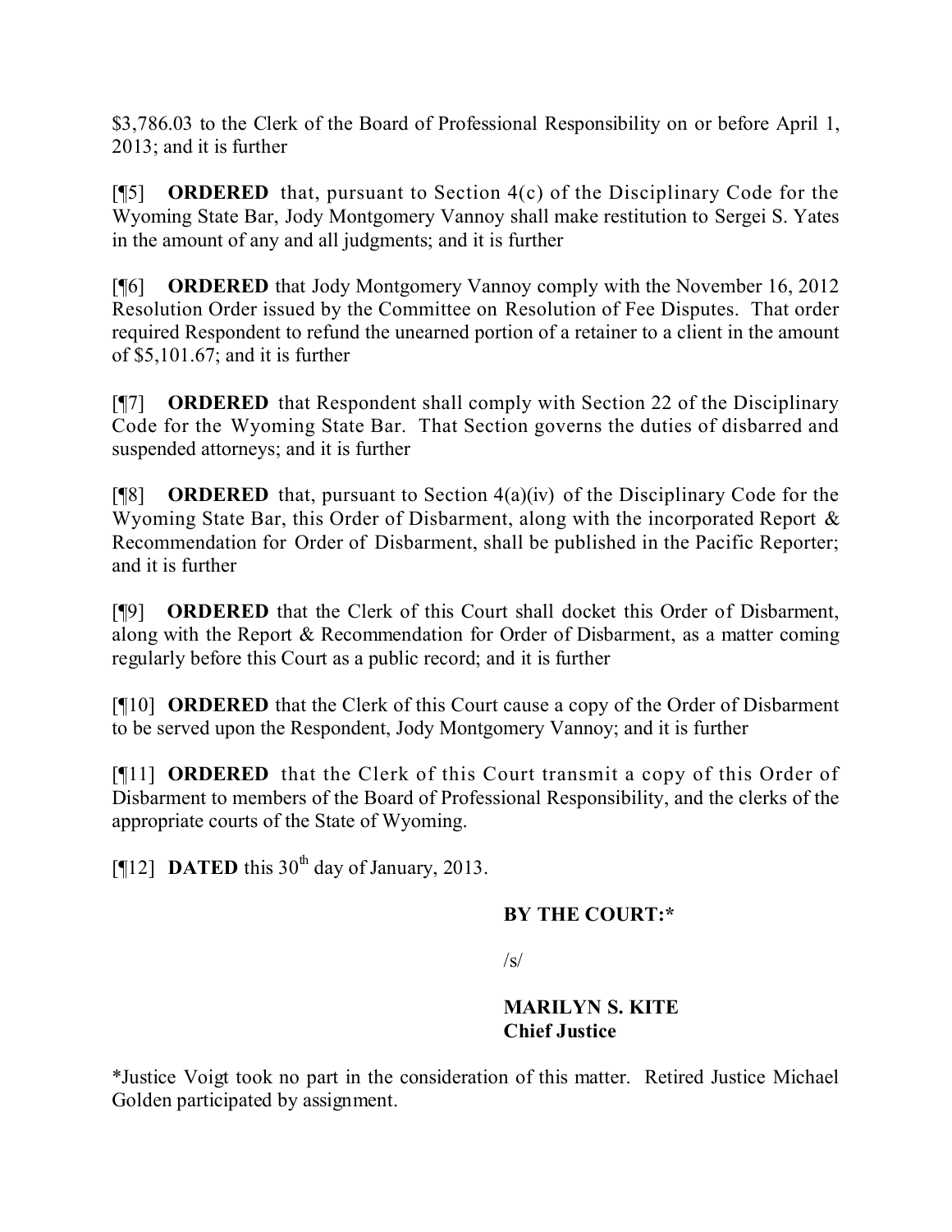$3,786.03 to the Clerk of the Board of Professional Responsibility on or before April 1, 2013; and it is further

[¶5] **ORDERED** that, pursuant to Section 4(c) of the Disciplinary Code for the Wyoming State Bar, Jody Montgomery Vannoy shall make restitution to Sergei S. Yates in the amount of any and all judgments; and it is further

[¶6] **ORDERED** that Jody Montgomery Vannoy comply with the November 16, 2012 Resolution Order issued by the Committee on Resolution of Fee Disputes. That order required Respondent to refund the unearned portion of a retainer to a client in the amount of $5,101.67; and it is further

[¶7] **ORDERED** that Respondent shall comply with Section 22 of the Disciplinary Code for the Wyoming State Bar. That Section governs the duties of disbarred and suspended attorneys; and it is further

[¶8] **ORDERED** that, pursuant to Section 4(a)(iv) of the Disciplinary Code for the Wyoming State Bar, this Order of Disbarment, along with the incorporated Report & Recommendation for Order of Disbarment, shall be published in the Pacific Reporter; and it is further

[¶9] **ORDERED** that the Clerk of this Court shall docket this Order of Disbarment, along with the Report & Recommendation for Order of Disbarment, as a matter coming regularly before this Court as a public record; and it is further

[¶10] **ORDERED** that the Clerk of this Court cause a copy of the Order of Disbarment to be served upon the Respondent, Jody Montgomery Vannoy; and it is further

[¶11] **ORDERED** that the Clerk of this Court transmit a copy of this Order of Disbarment to members of the Board of Professional Responsibility, and the clerks of the appropriate courts of the State of Wyoming.

[¶12] **DATED** this 30th day of January, 2013.

**BY THE COURT:***

/s/

**MARILYN S. KITE**
**Chief Justice**

*Justice Voigt took no part in the consideration of this matter. Retired Justice Michael Golden participated by assignment.